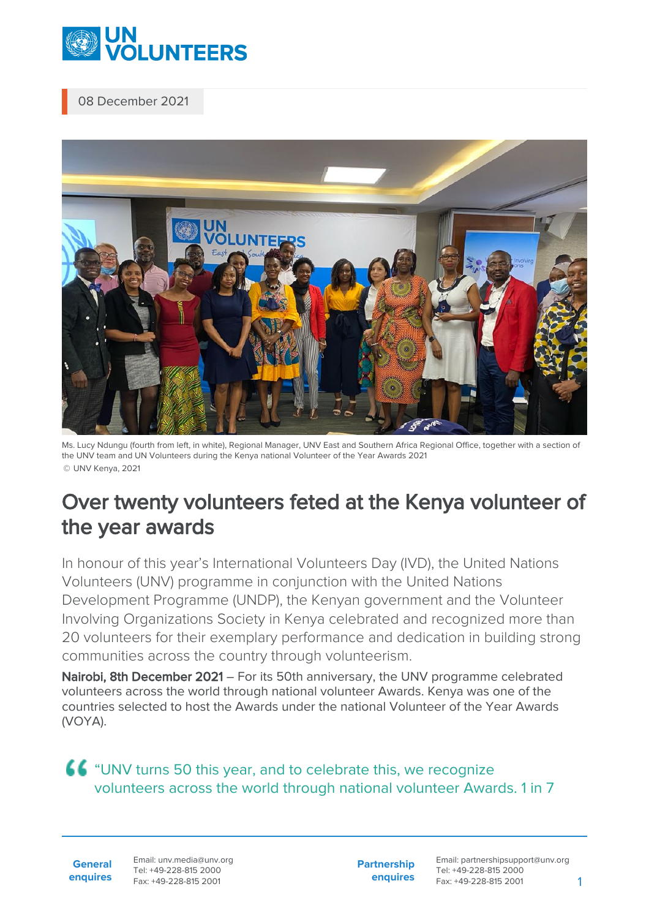08 December 2021

Ms. Lucy Ndungu (fourth from left, in white), Regional Manager, UNV East and Southern Africa Regional Office, together with a section of the UNV team and UN Volunteers during the Kenya national Volunteer of the Year Awards 2021
© UNV Kenya, 2021

# Over twenty volunteers feted at the Kenya volunteer of the year awards

In honour of this year's International Volunteers Day (IVD), the United Nations Volunteers (UNV) programme in conjunction with the United Nations Development Programme (UNDP), the Kenyan government and the Volunteer Involving Organizations Society in Kenya celebrated and recognized more than 20 volunteers for their exemplary performance and dedication in building strong communities across the country through volunteerism.

**Nairobi, 8th December 2021** – For its 50th anniversary, the UNV programme celebrated volunteers across the world through national volunteer Awards. Kenya was one of the countries selected to host the Awards under the national Volunteer of the Year Awards (VOYA).

> "UNV turns 50 this year, and to celebrate this, we recognize volunteers across the world through national volunteer Awards. 1 in 7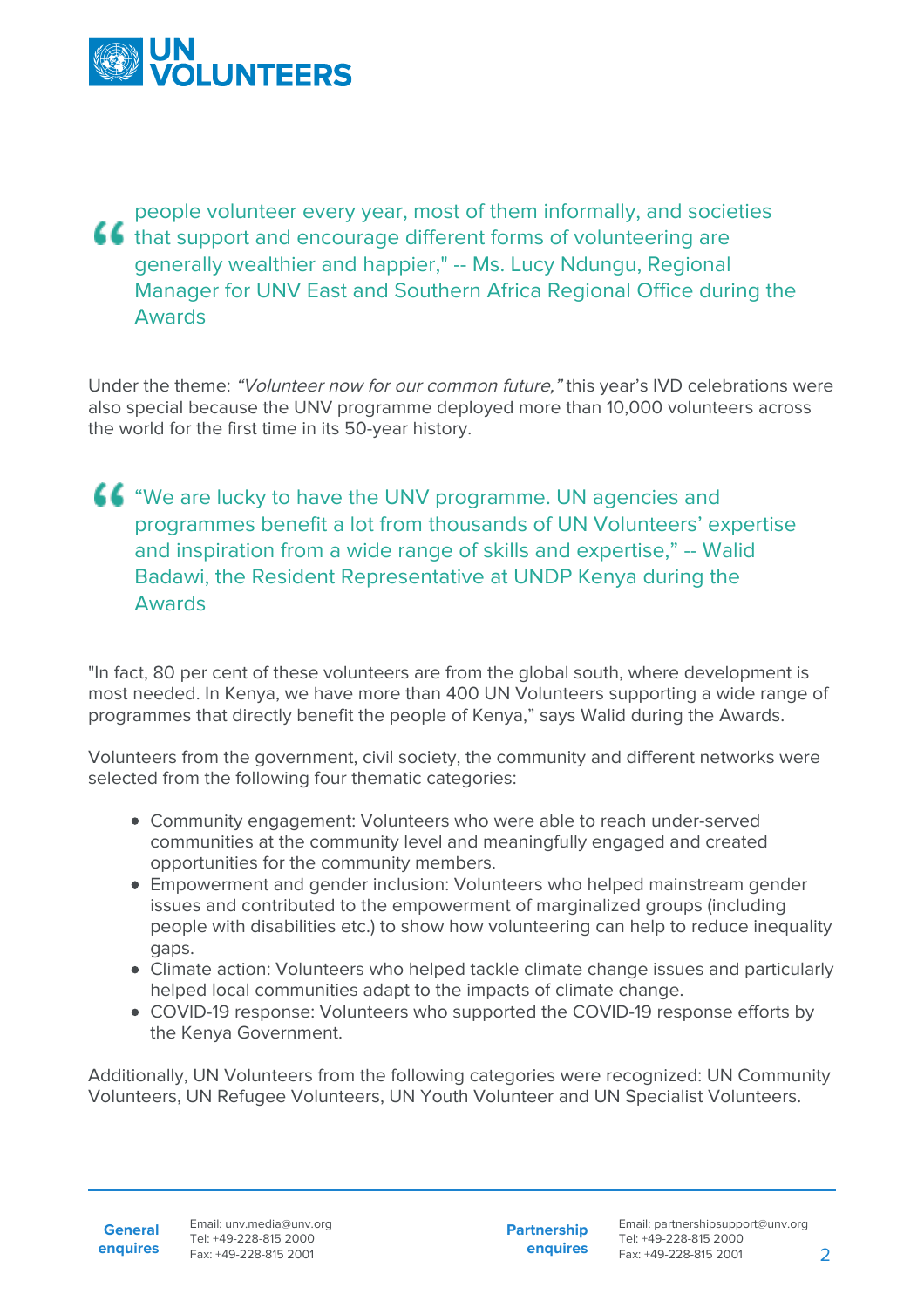> people volunteer every year, most of them informally, and societies that support and encourage different forms of volunteering are generally wealthier and happier," -- Ms. Lucy Ndungu, Regional Manager for UNV East and Southern Africa Regional Office during the Awards

Under the theme: *"Volunteer now for our common future,"* this year's IVD celebrations were also special because the UNV programme deployed more than 10,000 volunteers across the world for the first time in its 50-year history.

> "We are lucky to have the UNV programme. UN agencies and programmes benefit a lot from thousands of UN Volunteers' expertise and inspiration from a wide range of skills and expertise," -- Walid Badawi, the Resident Representative at UNDP Kenya during the Awards

"In fact, 80 per cent of these volunteers are from the global south, where development is most needed. In Kenya, we have more than 400 UN Volunteers supporting a wide range of programmes that directly benefit the people of Kenya," says Walid during the Awards.

Volunteers from the government, civil society, the community and different networks were selected from the following four thematic categories:

- Community engagement: Volunteers who were able to reach under-served communities at the community level and meaningfully engaged and created opportunities for the community members.
- Empowerment and gender inclusion: Volunteers who helped mainstream gender issues and contributed to the empowerment of marginalized groups (including people with disabilities etc.) to show how volunteering can help to reduce inequality gaps.
- Climate action: Volunteers who helped tackle climate change issues and particularly helped local communities adapt to the impacts of climate change.
- COVID-19 response: Volunteers who supported the COVID-19 response efforts by the Kenya Government.

Additionally, UN Volunteers from the following categories were recognized: UN Community Volunteers, UN Refugee Volunteers, UN Youth Volunteer and UN Specialist Volunteers.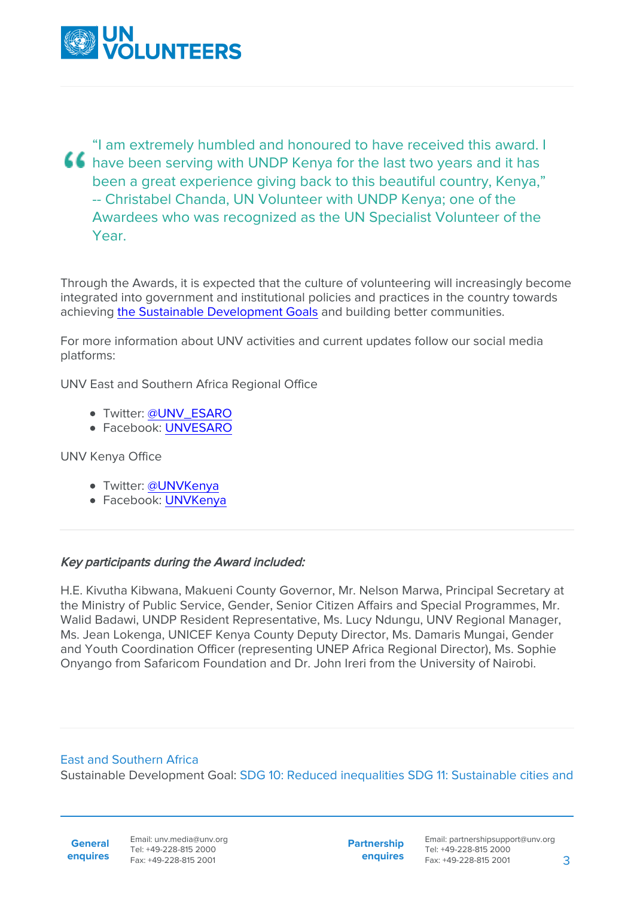> "I am extremely humbled and honoured to have received this award. I have been serving with UNDP Kenya for the last two years and it has been a great experience giving back to this beautiful country, Kenya," -- Christabel Chanda, UN Volunteer with UNDP Kenya; one of the Awardees who was recognized as the UN Specialist Volunteer of the Year.

Through the Awards, it is expected that the culture of volunteering will increasingly become integrated into government and institutional policies and practices in the country towards achieving the Sustainable Development Goals and building better communities.

For more information about UNV activities and current updates follow our social media platforms:

UNV East and Southern Africa Regional Office

- Twitter: @UNV_ESARO
- Facebook: UNVESARO

UNV Kenya Office

- Twitter: @UNVKenya
- Facebook: UNVKenya

---

*Key participants during the Award included:*

H.E. Kivutha Kibwana, Makueni County Governor, Mr. Nelson Marwa, Principal Secretary at the Ministry of Public Service, Gender, Senior Citizen Affairs and Special Programmes, Mr. Walid Badawi, UNDP Resident Representative, Ms. Lucy Ndungu, UNV Regional Manager, Ms. Jean Lokenga, UNICEF Kenya County Deputy Director, Ms. Damaris Mungai, Gender and Youth Coordination Officer (representing UNEP Africa Regional Director), Ms. Sophie Onyango from Safaricom Foundation and Dr. John Ireri from the University of Nairobi.

---

East and Southern Africa

Sustainable Development Goal: SDG 10: Reduced inequalities SDG 11: Sustainable cities and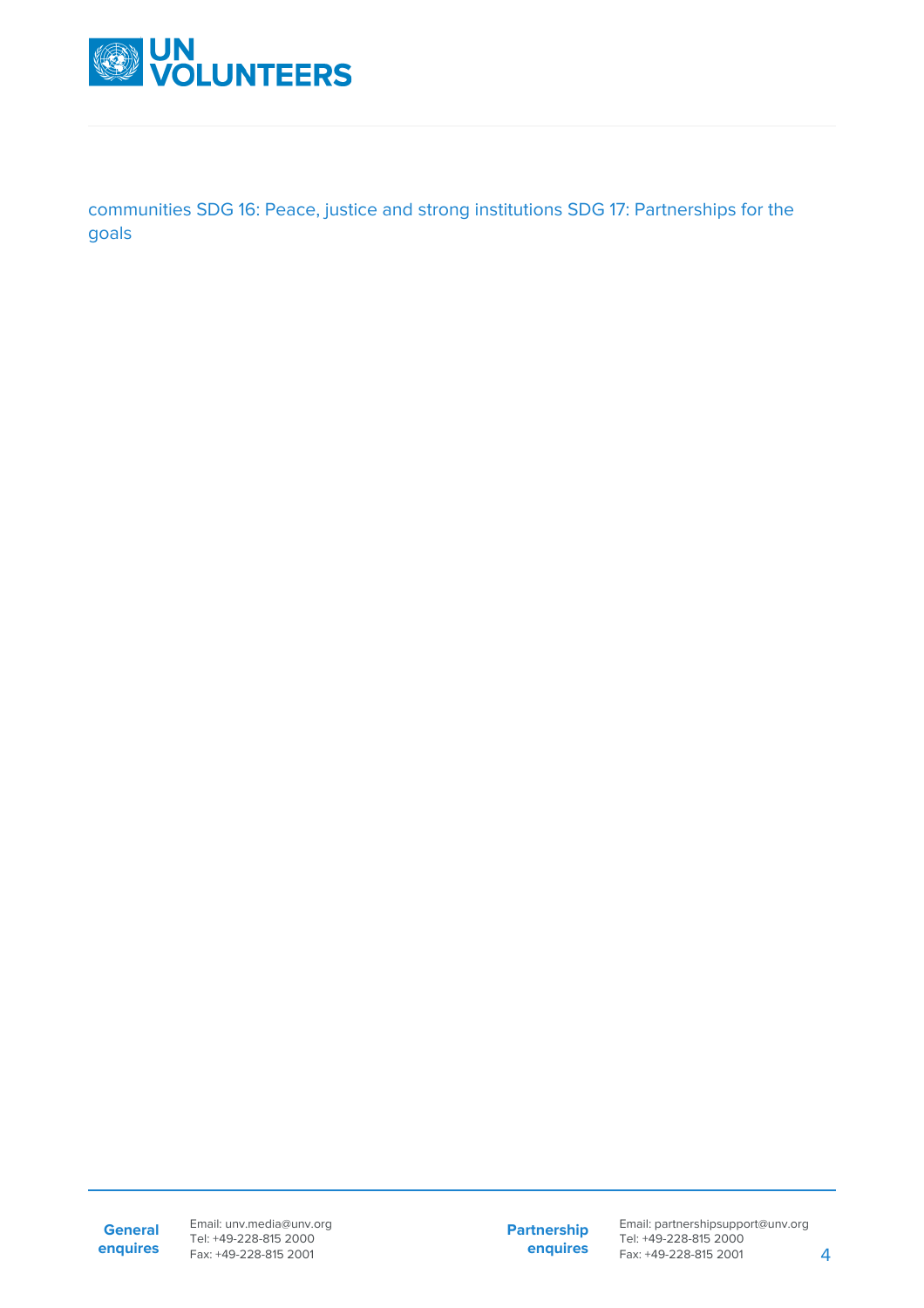communities SDG 16: Peace, justice and strong institutions SDG 17: Partnerships for the goals